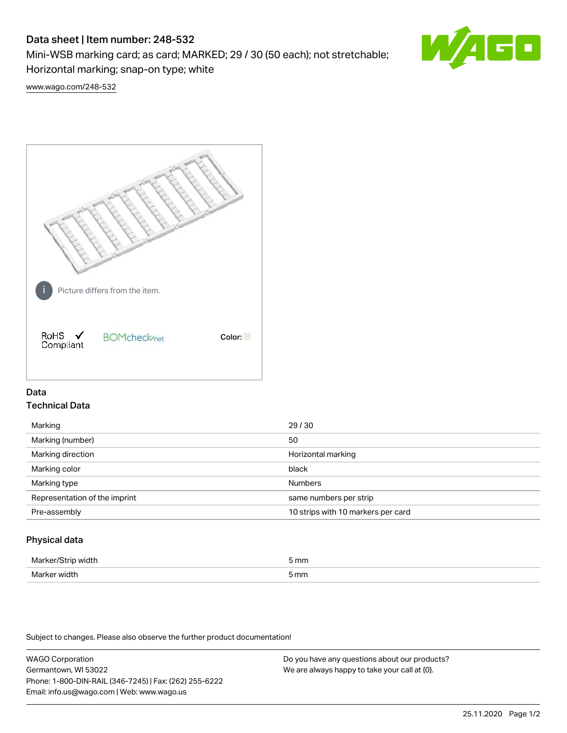# Data sheet | Item number: 248-532

Mini-WSB marking card; as card; MARKED; 29 / 30 (50 each); not stretchable; Horizontal marking; snap-on type; white

www.wago.com/248-532

Picture differs from the item.

RoHS ✓ Compliant

BOMcheck.net

Color:

## Data

### Technical Data

| Marking | 29 / 30 |
| --- | --- |
| Marking (number) | 50 |
| Marking direction | Horizontal marking |
| Marking color | black |
| Marking type | Numbers |
| Representation of the imprint | same numbers per strip |
| Pre-assembly | 10 strips with 10 markers per card |

### Physical data

| Marker/Strip width | 5 mm |
| --- | --- |
| Marker width | 5 mm |

Subject to changes. Please also observe the further product documentation!

WAGO Corporation
Germantown, WI 53022
Phone: 1-800-DIN-RAIL (346-7245) | Fax: (262) 255-6222
Email: info.us@wago.com | Web: www.wago.us

Do you have any questions about our products?
We are always happy to take your call at {0}.

25.11.2020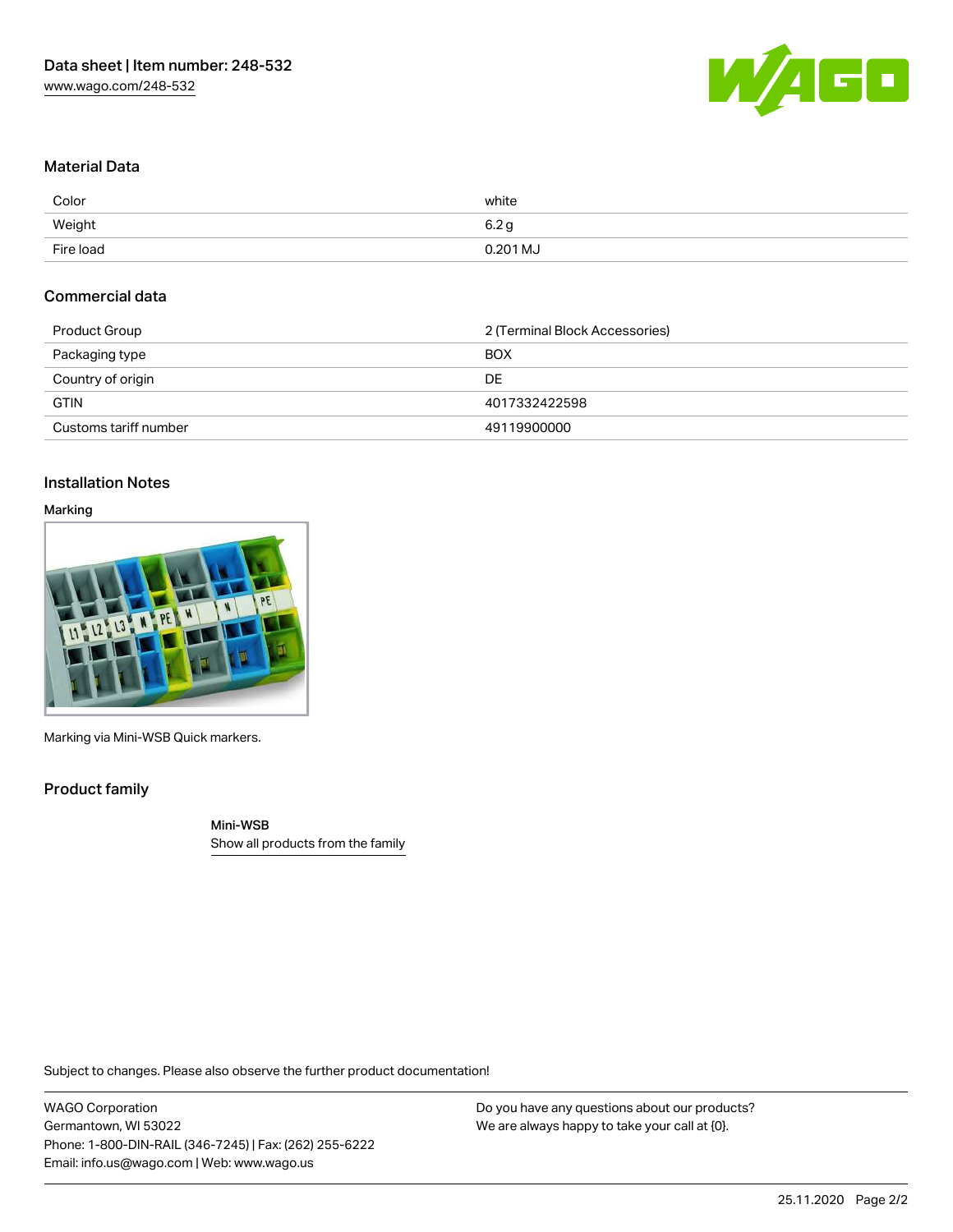## Material Data

| | |
|---|---|
| Color | white |
| Weight | 6.2 g |
| Fire load | 0.201 MJ |

## Commercial data

| | |
|---|---|
| Product Group | 2 (Terminal Block Accessories) |
| Packaging type | BOX |
| Country of origin | DE |
| GTIN | 4017332422598 |
| Customs tariff number | 49119900000 |

## Installation Notes

### Marking

Marking via Mini-WSB Quick markers.

## Product family

Mini-WSB
Show all products from the family

Subject to changes. Please also observe the further product documentation!

WAGO Corporation
Germantown, WI 53022
Phone: 1-800-DIN-RAIL (346-7245) | Fax: (262) 255-6222
Email: info.us@wago.com | Web: www.wago.us

Do you have any questions about our products?
We are always happy to take your call at {0}.